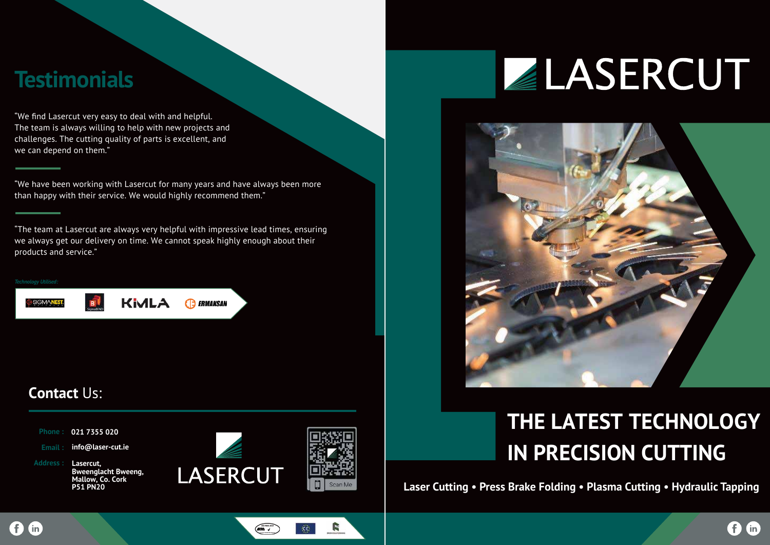## Testimonials

"We find Lasercut very easy to deal with and helpful. The team is always willing to help with new projects and challenges. The cutting quality of parts is excellent, and we can depend on them."

"We have been working with Lasercut for many years and have always been more than happy with their service. We would highly recommend them."

"The team at Lasercut are always very helpful with impressive lead times, ensuring we always get our delivery on time. We cannot speak highly enough about their products and service."

*Technology Utilised:*

SIGMANEST · SigmaBEND · KIMLA · ERMAKSAN

## Contact Us:

**Phone :** 021 7355 020

**Email :** info@laser-cut.ie

**Address :** Lasercut, Bweenglacht Bweeng, Mallow, Co. Cork P51 PN20

LASERCUT

Scan Me

# LASERCUT

## THE LATEST TECHNOLOGY IN PRECISION CUTTING

**Laser Cutting • Press Brake Folding • Plasma Cutting • Hydraulic Tapping**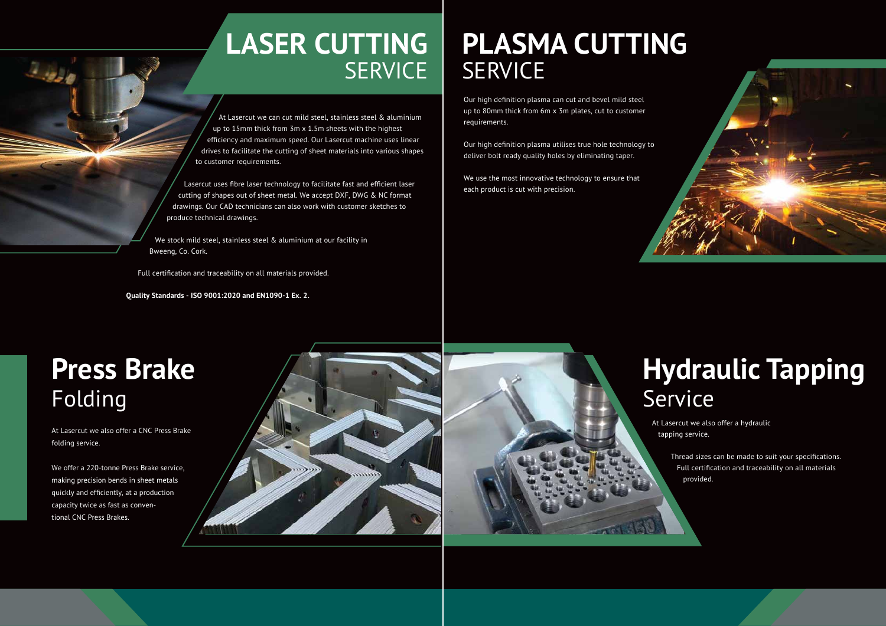# LASER CUTTING SERVICE

At Lasercut we can cut mild steel, stainless steel & aluminium up to 15mm thick from 3m x 1.5m sheets with the highest efficiency and maximum speed. Our Lasercut machine uses linear drives to facilitate the cutting of sheet materials into various shapes to customer requirements.

Lasercut uses fibre laser technology to facilitate fast and efficient laser cutting of shapes out of sheet metal. We accept DXF, DWG & NC format drawings. Our CAD technicians can also work with customer sketches to produce technical drawings.

We stock mild steel, stainless steel & aluminium at our facility in Bweeng, Co. Cork.

Full certification and traceability on all materials provided.

**Quality Standards - ISO 9001:2020 and EN1090-1 Ex. 2.**

# PLASMA CUTTING SERVICE

Our high definition plasma can cut and bevel mild steel up to 80mm thick from 6m x 3m plates, cut to customer requirements.

Our high definition plasma utilises true hole technology to deliver bolt ready quality holes by eliminating taper.

We use the most innovative technology to ensure that each product is cut with precision.

# Press Brake Folding

At Lasercut we also offer a CNC Press Brake folding service.

We offer a 220-tonne Press Brake service, making precision bends in sheet metals quickly and efficiently, at a production capacity twice as fast as conventional CNC Press Brakes.

# Hydraulic Tapping Service

At Lasercut we also offer a hydraulic tapping service.

Thread sizes can be made to suit your specifications. Full certification and traceability on all materials provided.